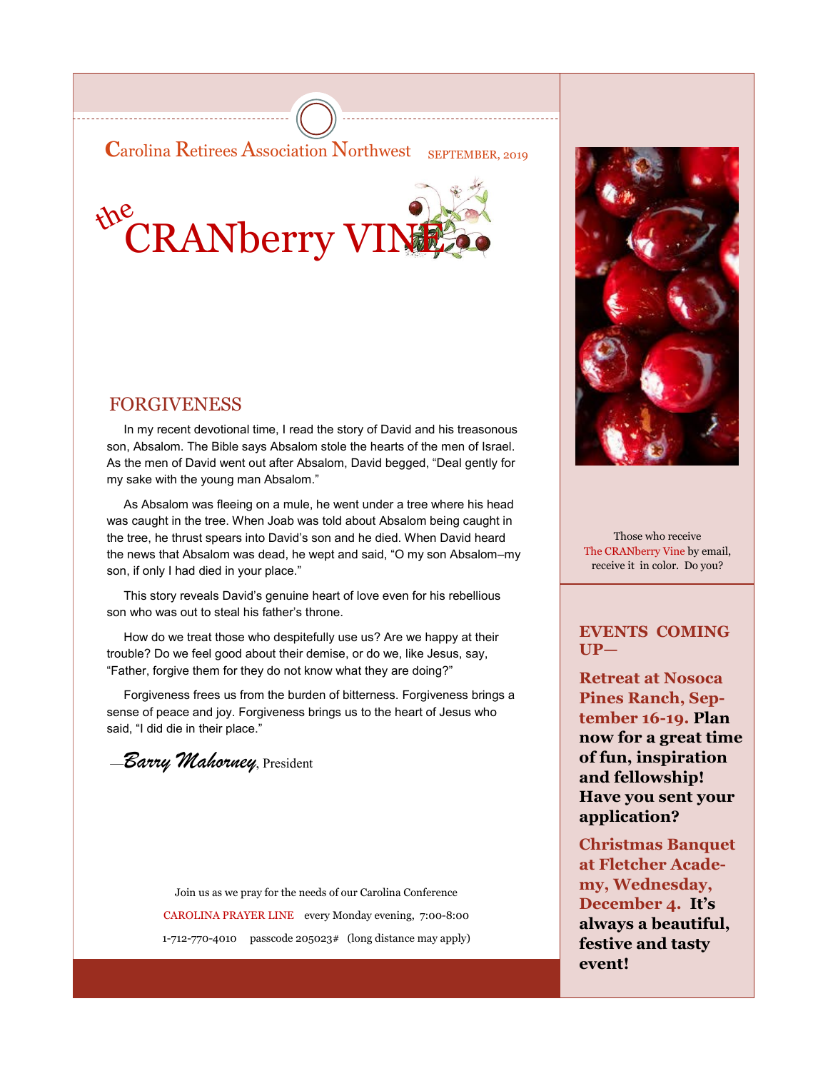Carolina Retirees Association Northwest SEPTEMBER, 2019

# the CRANberry VINE

## FORGIVENESS

In my recent devotional time, I read the story of David and his treasonous son, Absalom. The Bible says Absalom stole the hearts of the men of Israel. As the men of David went out after Absalom, David begged, “Deal gently for my sake with the young man Absalom.”

As Absalom was fleeing on a mule, he went under a tree where his head was caught in the tree. When Joab was told about Absalom being caught in the tree, he thrust spears into David’s son and he died. When David heard the news that Absalom was dead, he wept and said, “O my son Absalom–my son, if only I had died in your place.”

This story reveals David’s genuine heart of love even for his rebellious son who was out to steal his father’s throne.

How do we treat those who despitefully use us? Are we happy at their trouble? Do we feel good about their demise, or do we, like Jesus, say, “Father, forgive them for they do not know what they are doing?”

Forgiveness frees us from the burden of bitterness. Forgiveness brings a sense of peace and joy. Forgiveness brings us to the heart of Jesus who said, “I did die in their place.”

—*Barry Mahorney*, President

Join us as we pray for the needs of our Carolina Conference

CAROLINA PRAYER LINE every Monday evening, 7:00-8:00

1-712-770-4010 passcode 205023# (long distance may apply)

Those who receive The CRANberry Vine by email, receive it in color. Do you?

### EVENTS COMING UP—

**Retreat at Nosoca Pines Ranch, September 16-19. Plan now for a great time of fun, inspiration and fellowship! Have you sent your application?**

**Christmas Banquet at Fletcher Academy, Wednesday, December 4. It’s always a beautiful, festive and tasty event!**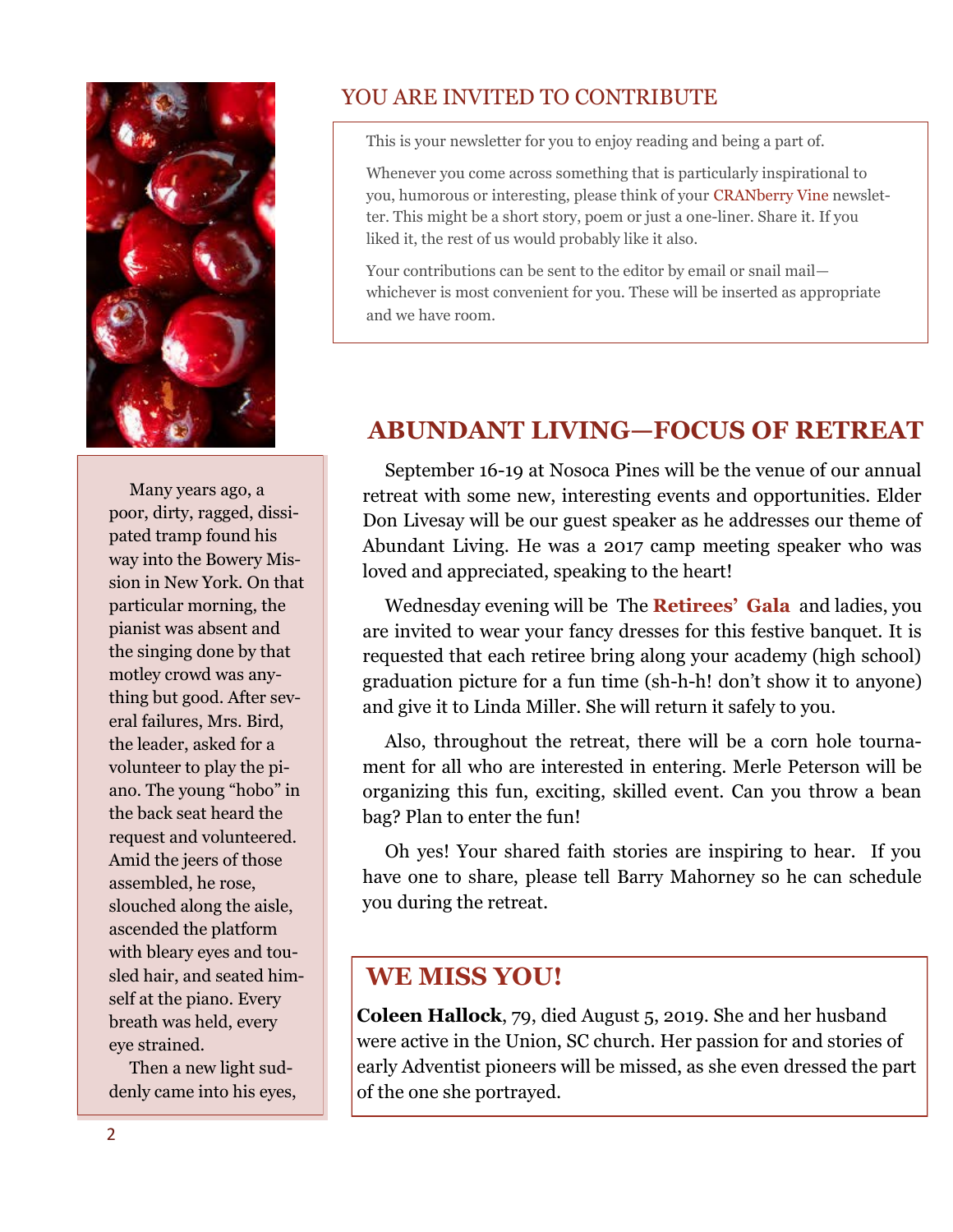## YOU ARE INVITED TO CONTRIBUTE

This is your newsletter for you to enjoy reading and being a part of.

Whenever you come across something that is particularly inspirational to you, humorous or interesting, please think of your CRANberry Vine newsletter. This might be a short story, poem or just a one-liner. Share it. If you liked it, the rest of us would probably like it also.

Your contributions can be sent to the editor by email or snail mail—whichever is most convenient for you. These will be inserted as appropriate and we have room.

Many years ago, a poor, dirty, ragged, dissipated tramp found his way into the Bowery Mission in New York. On that particular morning, the pianist was absent and the singing done by that motley crowd was anything but good. After several failures, Mrs. Bird, the leader, asked for a volunteer to play the piano. The young "hobo" in the back seat heard the request and volunteered. Amid the jeers of those assembled, he rose, slouched along the aisle, ascended the platform with bleary eyes and tousled hair, and seated himself at the piano. Every breath was held, every eye strained.

Then a new light suddenly came into his eyes,

## ABUNDANT LIVING—FOCUS OF RETREAT

September 16-19 at Nosoca Pines will be the venue of our annual retreat with some new, interesting events and opportunities. Elder Don Livesay will be our guest speaker as he addresses our theme of Abundant Living. He was a 2017 camp meeting speaker who was loved and appreciated, speaking to the heart!

Wednesday evening will be The **Retirees' Gala** and ladies, you are invited to wear your fancy dresses for this festive banquet. It is requested that each retiree bring along your academy (high school) graduation picture for a fun time (sh-h-h! don't show it to anyone) and give it to Linda Miller. She will return it safely to you.

Also, throughout the retreat, there will be a corn hole tournament for all who are interested in entering. Merle Peterson will be organizing this fun, exciting, skilled event. Can you throw a bean bag? Plan to enter the fun!

Oh yes! Your shared faith stories are inspiring to hear. If you have one to share, please tell Barry Mahorney so he can schedule you during the retreat.

## WE MISS YOU!

**Coleen Hallock**, 79, died August 5, 2019. She and her husband were active in the Union, SC church. Her passion for and stories of early Adventist pioneers will be missed, as she even dressed the part of the one she portrayed.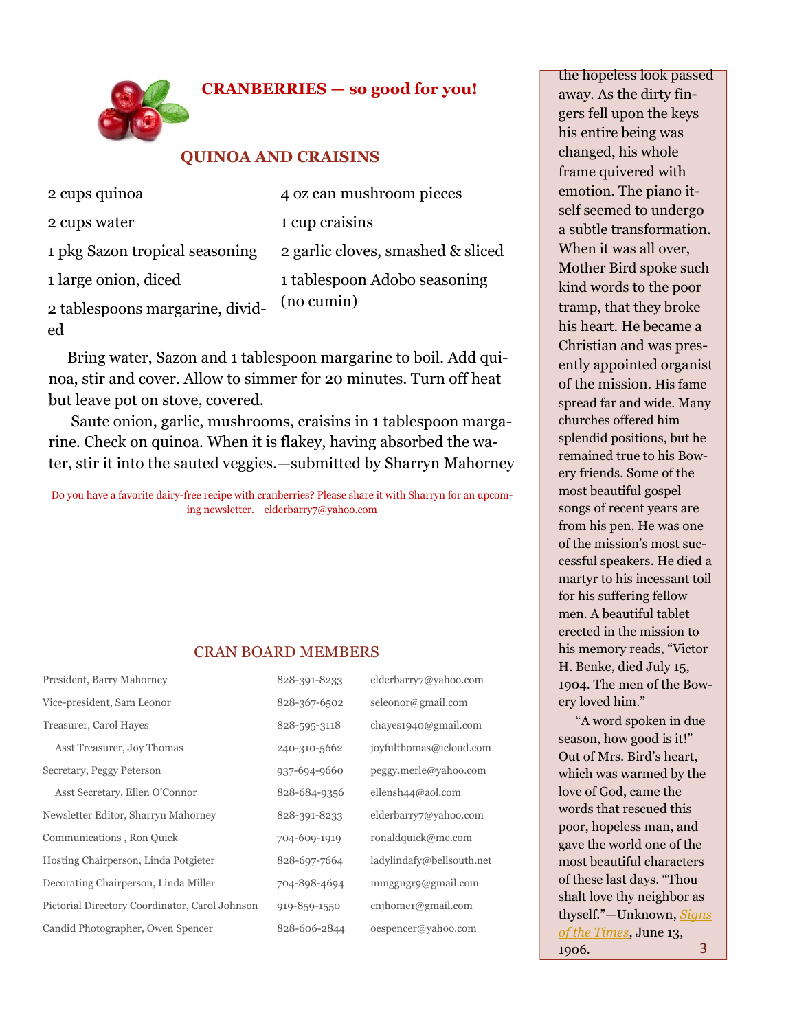## CRANBERRIES — so good for you!

### QUINOA AND CRAISINS

- 2 cups quinoa
- 2 cups water
- 1 pkg Sazon tropical seasoning
- 1 large onion, diced
- 2 tablespoons margarine, divided
- 4 oz can mushroom pieces
- 1 cup craisins
- 2 garlic cloves, smashed & sliced
- 1 tablespoon Adobo seasoning (no cumin)

Bring water, Sazon and 1 tablespoon margarine to boil. Add quinoa, stir and cover. Allow to simmer for 20 minutes. Turn off heat but leave pot on stove, covered.

Saute onion, garlic, mushrooms, craisins in 1 tablespoon margarine. Check on quinoa. When it is flakey, having absorbed the water, stir it into the sauted veggies.—submitted by Sharryn Mahorney

Do you have a favorite dairy-free recipe with cranberries? Please share it with Sharryn for an upcoming newsletter. elderbarry7@yahoo.com

## CRAN BOARD MEMBERS

| | | |
|---|---|---|
| President, Barry Mahorney | 828-391-8233 | elderbarry7@yahoo.com |
| Vice-president, Sam Leonor | 828-367-6502 | seleonor@gmail.com |
| Treasurer, Carol Hayes | 828-595-3118 | chayes1940@gmail.com |
| Asst Treasurer, Joy Thomas | 240-310-5662 | joyfulthomas@icloud.com |
| Secretary, Peggy Peterson | 937-694-9660 | peggy.merle@yahoo.com |
| Asst Secretary, Ellen O'Connor | 828-684-9356 | ellensh44@aol.com |
| Newsletter Editor, Sharryn Mahorney | 828-391-8233 | elderbarry7@yahoo.com |
| Communications , Ron Quick | 704-609-1919 | ronaldquick@me.com |
| Hosting Chairperson, Linda Potgieter | 828-697-7664 | ladylindafy@bellsouth.net |
| Decorating Chairperson, Linda Miller | 704-898-4694 | mmggngr9@gmail.com |
| Pictorial Directory Coordinator, Carol Johnson | 919-859-1550 | cnjhome1@gmail.com |
| Candid Photographer, Owen Spencer | 828-606-2844 | oespencer@yahoo.com |

the hopeless look passed away. As the dirty fingers fell upon the keys his entire being was changed, his whole frame quivered with emotion. The piano itself seemed to undergo a subtle transformation. When it was all over, Mother Bird spoke such kind words to the poor tramp, that they broke his heart. He became a Christian and was presently appointed organist of the mission. His fame spread far and wide. Many churches offered him splendid positions, but he remained true to his Bowery friends. Some of the most beautiful gospel songs of recent years are from his pen. He was one of the mission's most successful speakers. He died a martyr to his incessant toil for his suffering fellow men. A beautiful tablet erected in the mission to his memory reads, "Victor H. Benke, died July 15, 1904. The men of the Bowery loved him."

"A word spoken in due season, how good is it!" Out of Mrs. Bird's heart, which was warmed by the love of God, came the words that rescued this poor, hopeless man, and gave the world one of the most beautiful characters of these last days. "Thou shalt love thy neighbor as thyself."—Unknown, *Signs of the Times*, June 13, 1906.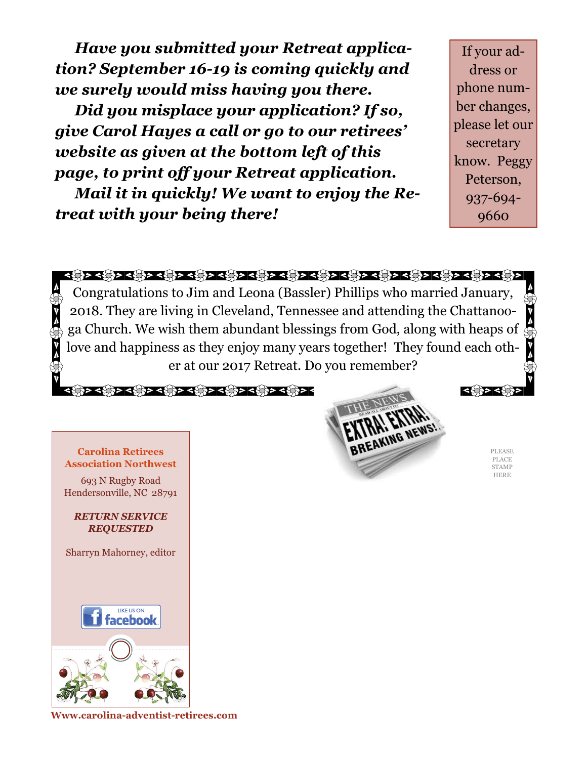***Have you submitted your Retreat application? September 16-19 is coming quickly and we surely would miss having you there.***

***Did you misplace your application? If so, give Carol Hayes a call or go to our retirees' website as given at the bottom left of this page, to print off your Retreat application.***

***Mail it in quickly! We want to enjoy the Retreat with your being there!***

If your address or phone number changes, please let our secretary know. Peggy Peterson, 937-694-9660

Congratulations to Jim and Leona (Bassler) Phillips who married January, 2018. They are living in Cleveland, Tennessee and attending the Chattanooga Church. We wish them abundant blessings from God, along with heaps of love and happiness as they enjoy many years together! They found each other at our 2017 Retreat. Do you remember?

**Carolina Retirees Association Northwest**

693 N Rugby Road
Hendersonville, NC 28791

***RETURN SERVICE REQUESTED***

Sharryn Mahorney, editor

**Www.carolina-adventist-retirees.com**

PLEASE PLACE STAMP HERE